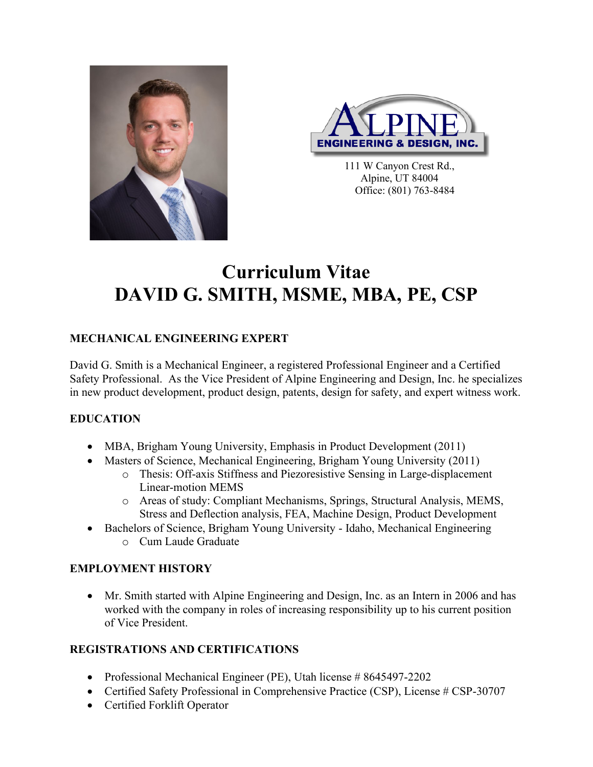ALPINE ENGINEERING & DESIGN, INC.

111 W Canyon Crest Rd.,
Alpine, UT 84004
Office: (801) 763-8484

# Curriculum Vitae
# DAVID G. SMITH, MSME, MBA, PE, CSP

## MECHANICAL ENGINEERING EXPERT

David G. Smith is a Mechanical Engineer, a registered Professional Engineer and a Certified Safety Professional. As the Vice President of Alpine Engineering and Design, Inc. he specializes in new product development, product design, patents, design for safety, and expert witness work.

## EDUCATION

- MBA, Brigham Young University, Emphasis in Product Development (2011)
- Masters of Science, Mechanical Engineering, Brigham Young University (2011)
  - Thesis: Off-axis Stiffness and Piezoresistive Sensing in Large-displacement Linear-motion MEMS
  - Areas of study: Compliant Mechanisms, Springs, Structural Analysis, MEMS, Stress and Deflection analysis, FEA, Machine Design, Product Development
- Bachelors of Science, Brigham Young University - Idaho, Mechanical Engineering
  - Cum Laude Graduate

## EMPLOYMENT HISTORY

- Mr. Smith started with Alpine Engineering and Design, Inc. as an Intern in 2006 and has worked with the company in roles of increasing responsibility up to his current position of Vice President.

## REGISTRATIONS AND CERTIFICATIONS

- Professional Mechanical Engineer (PE), Utah license # 8645497-2202
- Certified Safety Professional in Comprehensive Practice (CSP), License # CSP-30707
- Certified Forklift Operator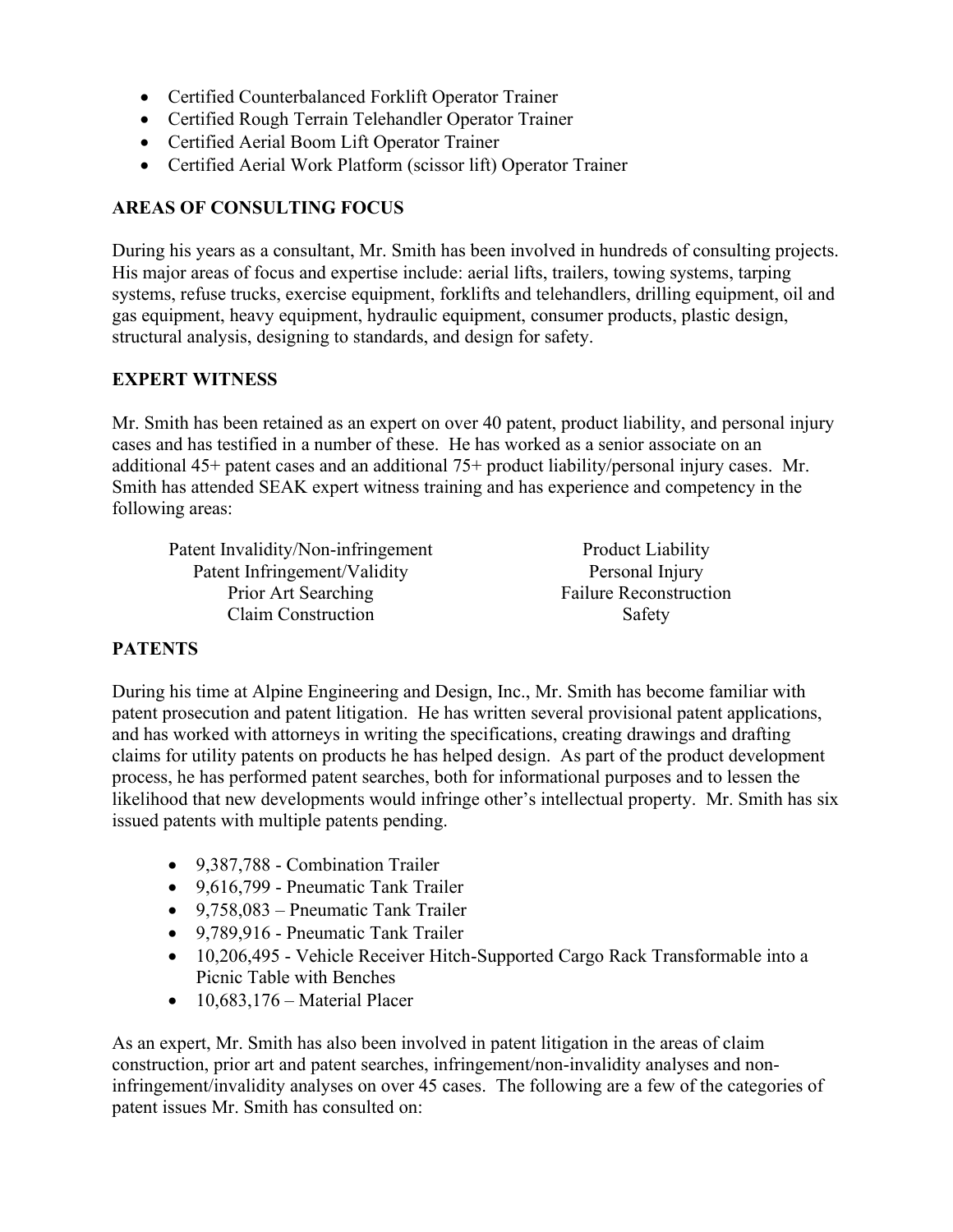- Certified Counterbalanced Forklift Operator Trainer
- Certified Rough Terrain Telehandler Operator Trainer
- Certified Aerial Boom Lift Operator Trainer
- Certified Aerial Work Platform (scissor lift) Operator Trainer

## AREAS OF CONSULTING FOCUS

During his years as a consultant, Mr. Smith has been involved in hundreds of consulting projects. His major areas of focus and expertise include: aerial lifts, trailers, towing systems, tarping systems, refuse trucks, exercise equipment, forklifts and telehandlers, drilling equipment, oil and gas equipment, heavy equipment, hydraulic equipment, consumer products, plastic design, structural analysis, designing to standards, and design for safety.

## EXPERT WITNESS

Mr. Smith has been retained as an expert on over 40 patent, product liability, and personal injury cases and has testified in a number of these. He has worked as a senior associate on an additional 45+ patent cases and an additional 75+ product liability/personal injury cases. Mr. Smith has attended SEAK expert witness training and has experience and competency in the following areas:

| | |
|---|---|
| Patent Invalidity/Non-infringement | Product Liability |
| Patent Infringement/Validity | Personal Injury |
| Prior Art Searching | Failure Reconstruction |
| Claim Construction | Safety |

## PATENTS

During his time at Alpine Engineering and Design, Inc., Mr. Smith has become familiar with patent prosecution and patent litigation. He has written several provisional patent applications, and has worked with attorneys in writing the specifications, creating drawings and drafting claims for utility patents on products he has helped design. As part of the product development process, he has performed patent searches, both for informational purposes and to lessen the likelihood that new developments would infringe other's intellectual property. Mr. Smith has six issued patents with multiple patents pending.

- 9,387,788 - Combination Trailer
- 9,616,799 - Pneumatic Tank Trailer
- 9,758,083 – Pneumatic Tank Trailer
- 9,789,916 - Pneumatic Tank Trailer
- 10,206,495 - Vehicle Receiver Hitch-Supported Cargo Rack Transformable into a Picnic Table with Benches
- 10,683,176 – Material Placer

As an expert, Mr. Smith has also been involved in patent litigation in the areas of claim construction, prior art and patent searches, infringement/non-invalidity analyses and non-infringement/invalidity analyses on over 45 cases. The following are a few of the categories of patent issues Mr. Smith has consulted on: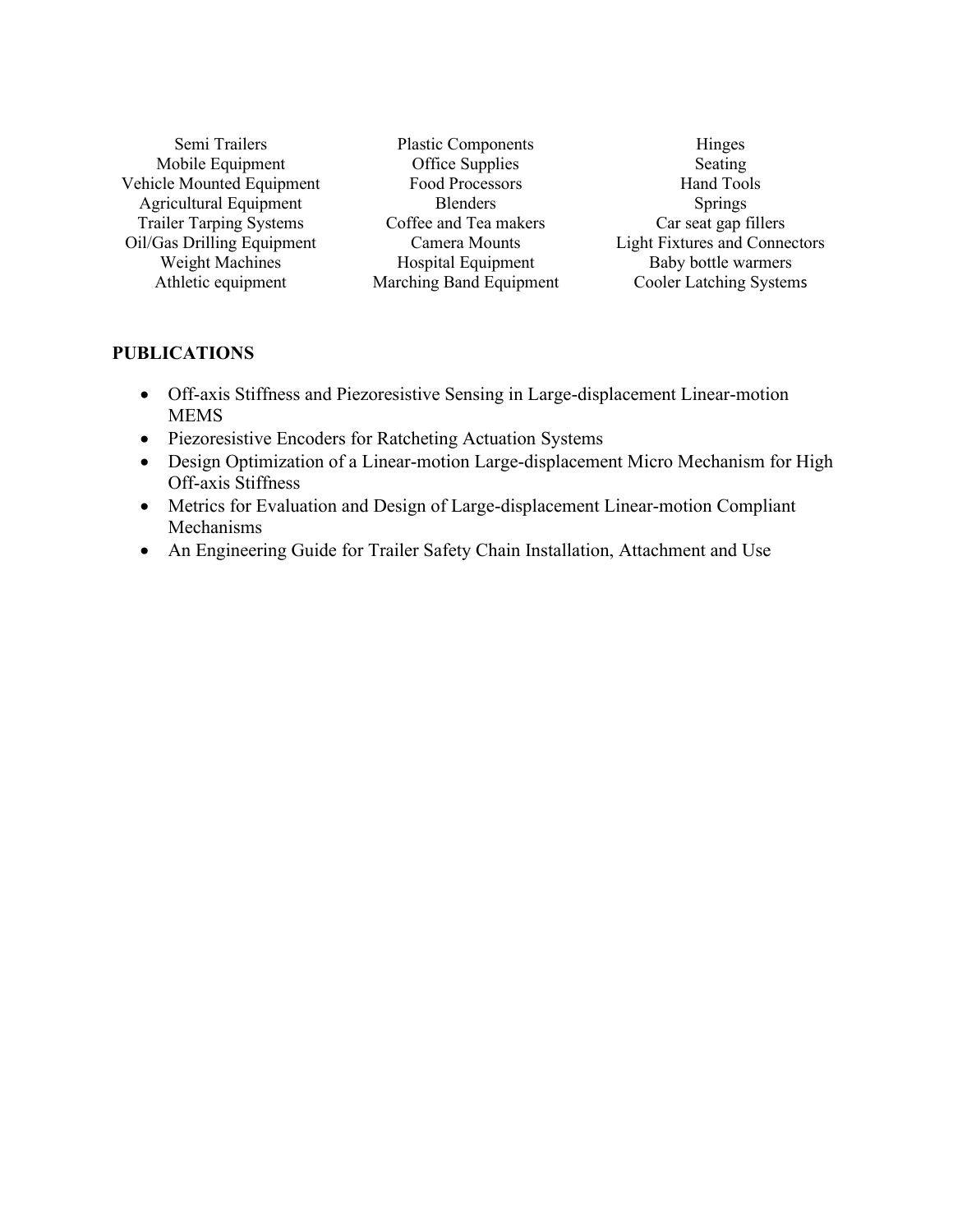| | | |
|---|---|---|
| Semi Trailers | Plastic Components | Hinges |
| Mobile Equipment | Office Supplies | Seating |
| Vehicle Mounted Equipment | Food Processors | Hand Tools |
| Agricultural Equipment | Blenders | Springs |
| Trailer Tarping Systems | Coffee and Tea makers | Car seat gap fillers |
| Oil/Gas Drilling Equipment | Camera Mounts | Light Fixtures and Connectors |
| Weight Machines | Hospital Equipment | Baby bottle warmers |
| Athletic equipment | Marching Band Equipment | Cooler Latching Systems |

**PUBLICATIONS**

- Off-axis Stiffness and Piezoresistive Sensing in Large-displacement Linear-motion MEMS
- Piezoresistive Encoders for Ratcheting Actuation Systems
- Design Optimization of a Linear-motion Large-displacement Micro Mechanism for High Off-axis Stiffness
- Metrics for Evaluation and Design of Large-displacement Linear-motion Compliant Mechanisms
- An Engineering Guide for Trailer Safety Chain Installation, Attachment and Use